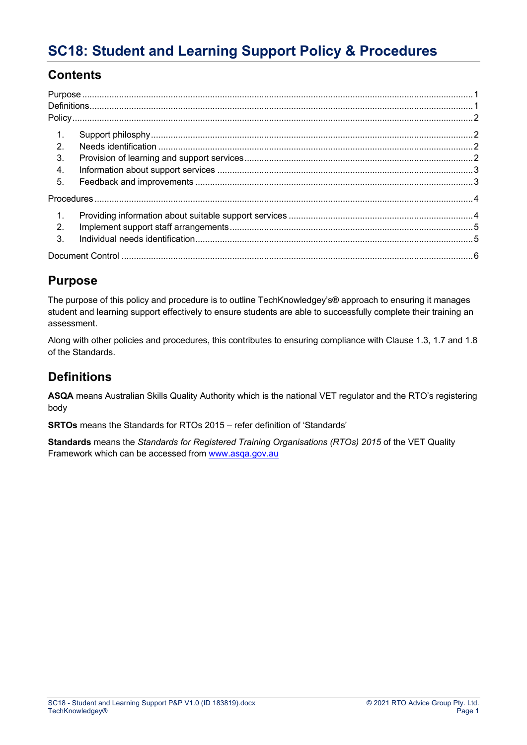# SC18: Student and Learning Support Policy & Procedures

## Contents

Purpose ........ 1
Definitions ........ 1
Policy ........ 2

1. Support philosophy ........ 2
2. Needs identification ........ 2
3. Provision of learning and support services ........ 2
4. Information about support services ........ 3
5. Feedback and improvements ........ 3

Procedures ........ 4

1. Providing information about suitable support services ........ 4
2. Implement support staff arrangements ........ 5
3. Individual needs identification ........ 5

Document Control ........ 6

## Purpose

The purpose of this policy and procedure is to outline TechKnowledgey's® approach to ensuring it manages student and learning support effectively to ensure students are able to successfully complete their training an assessment.

Along with other policies and procedures, this contributes to ensuring compliance with Clause 1.3, 1.7 and 1.8 of the Standards.

## Definitions

**ASQA** means Australian Skills Quality Authority which is the national VET regulator and the RTO's registering body

**SRTOs** means the Standards for RTOs 2015 – refer definition of 'Standards'

**Standards** means the *Standards for Registered Training Organisations (RTOs) 2015* of the VET Quality Framework which can be accessed from [www.asqa.gov.au](http://www.asqa.gov.au)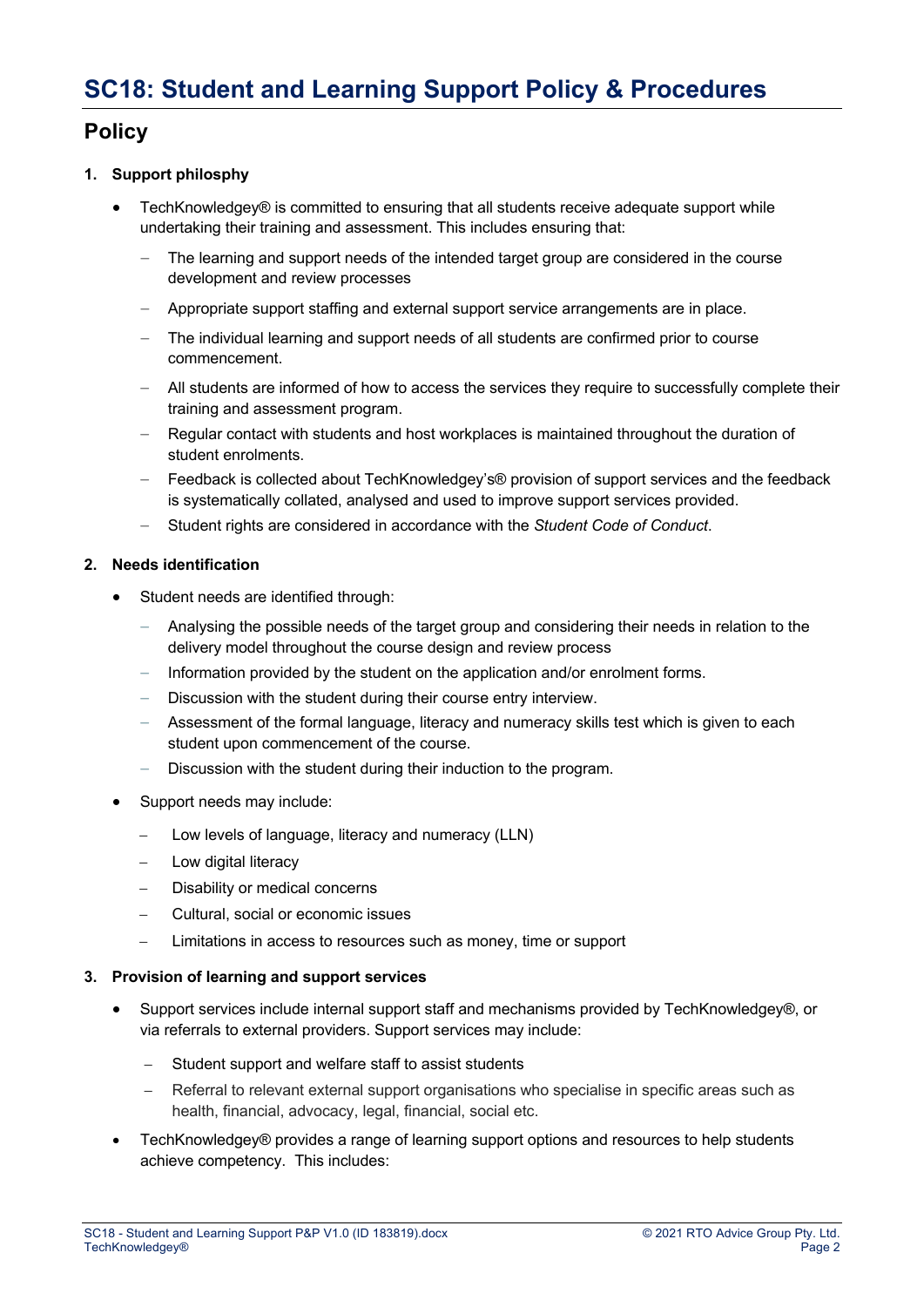# SC18: Student and Learning Support Policy & Procedures

## Policy

### 1. Support philosphy

- TechKnowledgey® is committed to ensuring that all students receive adequate support while undertaking their training and assessment. This includes ensuring that:
  - The learning and support needs of the intended target group are considered in the course development and review processes
  - Appropriate support staffing and external support service arrangements are in place.
  - The individual learning and support needs of all students are confirmed prior to course commencement.
  - All students are informed of how to access the services they require to successfully complete their training and assessment program.
  - Regular contact with students and host workplaces is maintained throughout the duration of student enrolments.
  - Feedback is collected about TechKnowledgey's® provision of support services and the feedback is systematically collated, analysed and used to improve support services provided.
  - Student rights are considered in accordance with the *Student Code of Conduct*.

### 2. Needs identification

- Student needs are identified through:
  - Analysing the possible needs of the target group and considering their needs in relation to the delivery model throughout the course design and review process
  - Information provided by the student on the application and/or enrolment forms.
  - Discussion with the student during their course entry interview.
  - Assessment of the formal language, literacy and numeracy skills test which is given to each student upon commencement of the course.
  - Discussion with the student during their induction to the program.
- Support needs may include:
  - Low levels of language, literacy and numeracy (LLN)
  - Low digital literacy
  - Disability or medical concerns
  - Cultural, social or economic issues
  - Limitations in access to resources such as money, time or support

### 3. Provision of learning and support services

- Support services include internal support staff and mechanisms provided by TechKnowledgey®, or via referrals to external providers. Support services may include:
  - Student support and welfare staff to assist students
  - Referral to relevant external support organisations who specialise in specific areas such as health, financial, advocacy, legal, financial, social etc.
- TechKnowledgey® provides a range of learning support options and resources to help students achieve competency. This includes: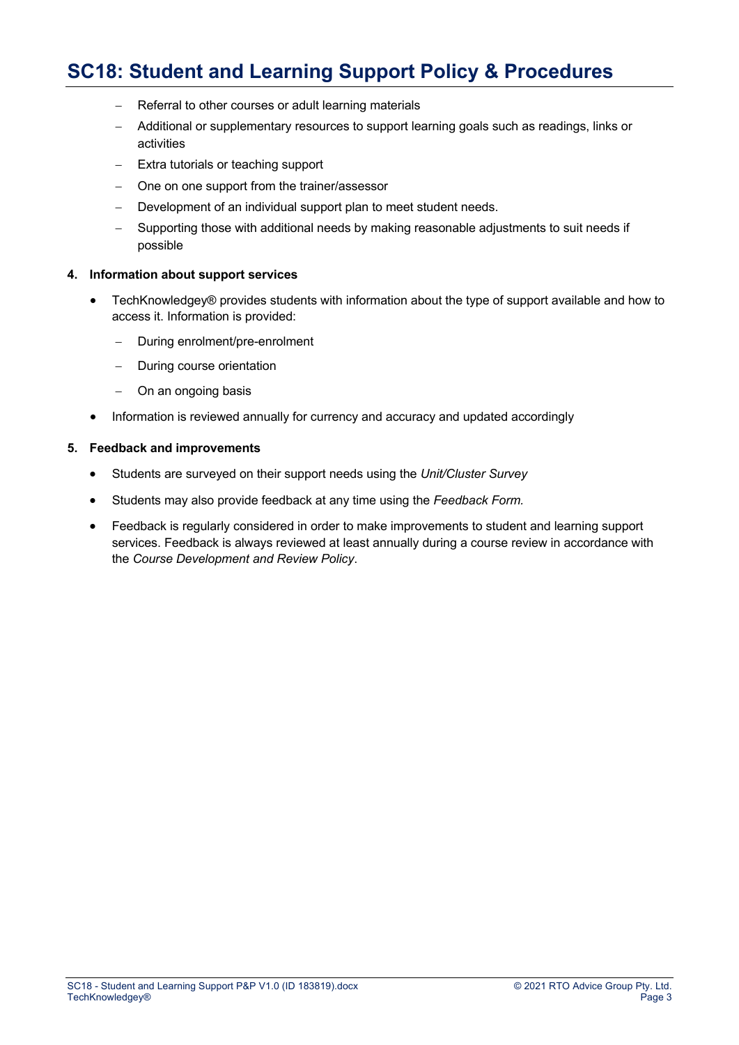- Referral to other courses or adult learning materials
- Additional or supplementary resources to support learning goals such as readings, links or activities
- Extra tutorials or teaching support
- One on one support from the trainer/assessor
- Development of an individual support plan to meet student needs.
- Supporting those with additional needs by making reasonable adjustments to suit needs if possible

**4. Information about support services**

- TechKnowledgey® provides students with information about the type of support available and how to access it. Information is provided:
  - During enrolment/pre-enrolment
  - During course orientation
  - On an ongoing basis
- Information is reviewed annually for currency and accuracy and updated accordingly

**5. Feedback and improvements**

- Students are surveyed on their support needs using the *Unit/Cluster Survey*
- Students may also provide feedback at any time using the *Feedback Form.*
- Feedback is regularly considered in order to make improvements to student and learning support services. Feedback is always reviewed at least annually during a course review in accordance with the *Course Development and Review Policy*.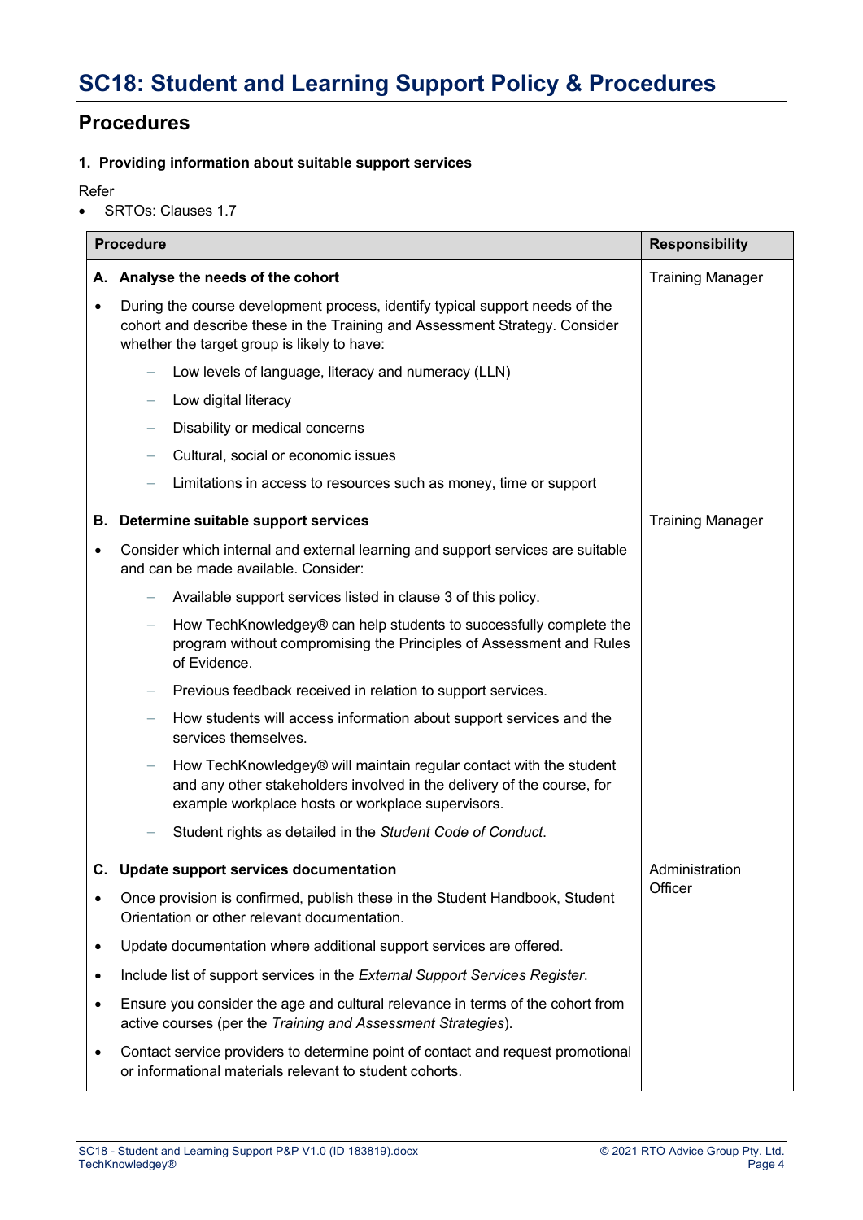# SC18: Student and Learning Support Policy & Procedures

## Procedures

### 1. Providing information about suitable support services

Refer

- SRTOs: Clauses 1.7

| Procedure | Responsibility |
|---|---|
| **A. Analyse the needs of the cohort**<br>• During the course development process, identify typical support needs of the cohort and describe these in the Training and Assessment Strategy. Consider whether the target group is likely to have:<br>&nbsp;&nbsp;– Low levels of language, literacy and numeracy (LLN)<br>&nbsp;&nbsp;– Low digital literacy<br>&nbsp;&nbsp;– Disability or medical concerns<br>&nbsp;&nbsp;– Cultural, social or economic issues<br>&nbsp;&nbsp;– Limitations in access to resources such as money, time or support | Training Manager |
| **B. Determine suitable support services**<br>• Consider which internal and external learning and support services are suitable and can be made available. Consider:<br>&nbsp;&nbsp;– Available support services listed in clause 3 of this policy.<br>&nbsp;&nbsp;– How TechKnowledgey® can help students to successfully complete the program without compromising the Principles of Assessment and Rules of Evidence.<br>&nbsp;&nbsp;– Previous feedback received in relation to support services.<br>&nbsp;&nbsp;– How students will access information about support services and the services themselves.<br>&nbsp;&nbsp;– How TechKnowledgey® will maintain regular contact with the student and any other stakeholders involved in the delivery of the course, for example workplace hosts or workplace supervisors.<br>&nbsp;&nbsp;– Student rights as detailed in the *Student Code of Conduct*. | Training Manager |
| **C. Update support services documentation**<br>• Once provision is confirmed, publish these in the Student Handbook, Student Orientation or other relevant documentation.<br>• Update documentation where additional support services are offered.<br>• Include list of support services in the *External Support Services Register*.<br>• Ensure you consider the age and cultural relevance in terms of the cohort from active courses (per the *Training and Assessment Strategies*).<br>• Contact service providers to determine point of contact and request promotional or informational materials relevant to student cohorts. | Administration Officer |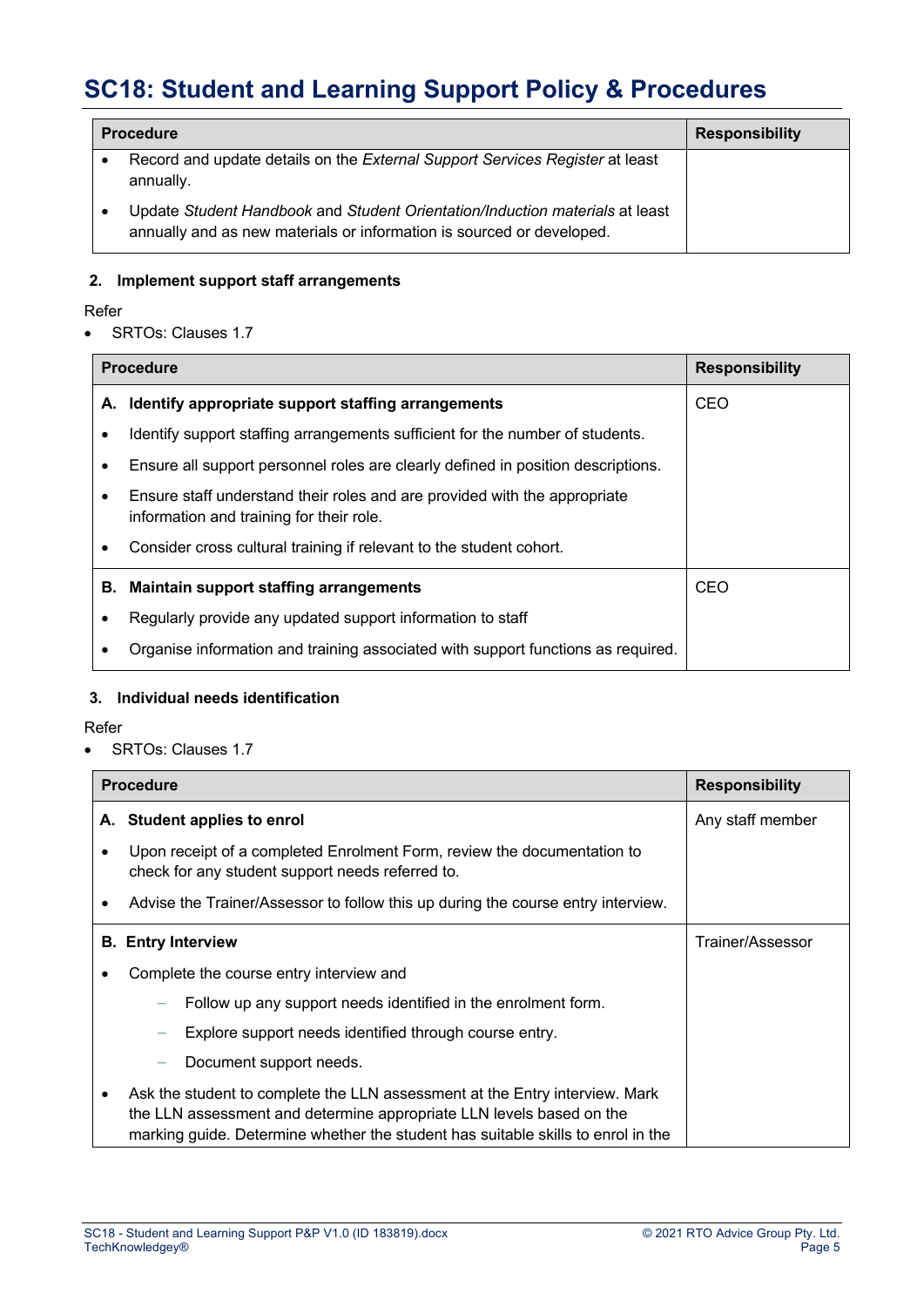| Procedure | Responsibility |
| --- | --- |
| • Record and update details on the *External Support Services Register* at least annually.<br>• Update *Student Handbook* and *Student Orientation/Induction materials* at least annually and as new materials or information is sourced or developed. | |

**2. Implement support staff arrangements**

Refer

- SRTOs: Clauses 1.7

| Procedure | Responsibility |
| --- | --- |
| **A. Identify appropriate support staffing arrangements**<br>• Identify support staffing arrangements sufficient for the number of students.<br>• Ensure all support personnel roles are clearly defined in position descriptions.<br>• Ensure staff understand their roles and are provided with the appropriate information and training for their role.<br>• Consider cross cultural training if relevant to the student cohort. | CEO |
| **B. Maintain support staffing arrangements**<br>• Regularly provide any updated support information to staff<br>• Organise information and training associated with support functions as required. | CEO |

**3. Individual needs identification**

Refer

- SRTOs: Clauses 1.7

| Procedure | Responsibility |
| --- | --- |
| **A. Student applies to enrol**<br>• Upon receipt of a completed Enrolment Form, review the documentation to check for any student support needs referred to.<br>• Advise the Trainer/Assessor to follow this up during the course entry interview. | Any staff member |
| **B. Entry Interview**<br>• Complete the course entry interview and<br>&nbsp;&nbsp;&nbsp;&nbsp;– Follow up any support needs identified in the enrolment form.<br>&nbsp;&nbsp;&nbsp;&nbsp;– Explore support needs identified through course entry.<br>&nbsp;&nbsp;&nbsp;&nbsp;– Document support needs.<br>• Ask the student to complete the LLN assessment at the Entry interview. Mark the LLN assessment and determine appropriate LLN levels based on the marking guide. Determine whether the student has suitable skills to enrol in the | Trainer/Assessor |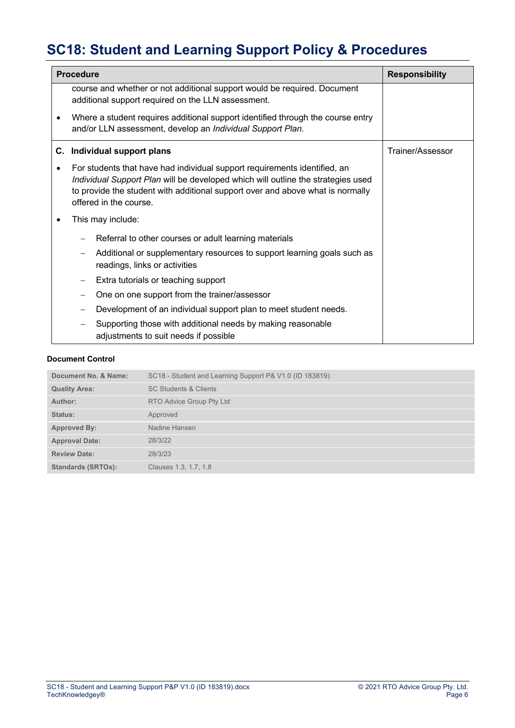# SC18: Student and Learning Support Policy & Procedures

| Procedure | Responsibility |
|---|---|
| course and whether or not additional support would be required. Document additional support required on the LLN assessment.<br>• Where a student requires additional support identified through the course entry and/or LLN assessment, develop an *Individual Support Plan.* | |
| **C. Individual support plans**<br>• For students that have had individual support requirements identified, an *Individual Support Plan* will be developed which will outline the strategies used to provide the student with additional support over and above what is normally offered in the course.<br>• This may include:<br>– Referral to other courses or adult learning materials<br>– Additional or supplementary resources to support learning goals such as readings, links or activities<br>– Extra tutorials or teaching support<br>– One on one support from the trainer/assessor<br>– Development of an individual support plan to meet student needs.<br>– Supporting those with additional needs by making reasonable adjustments to suit needs if possible | Trainer/Assessor |

**Document Control**

| | |
|---|---|
| **Document No. & Name:** | SC18 - Student and Learning Support P& V1.0 (ID 183819) |
| **Quality Area:** | SC Students & Clients |
| **Author:** | RTO Advice Group Pty Ltd |
| **Status:** | Approved |
| **Approved By:** | Nadine Hansen |
| **Approval Date:** | 28/3/22 |
| **Review Date:** | 28/3/23 |
| **Standards (SRTOs):** | Clauses 1.3, 1.7, 1.8 |